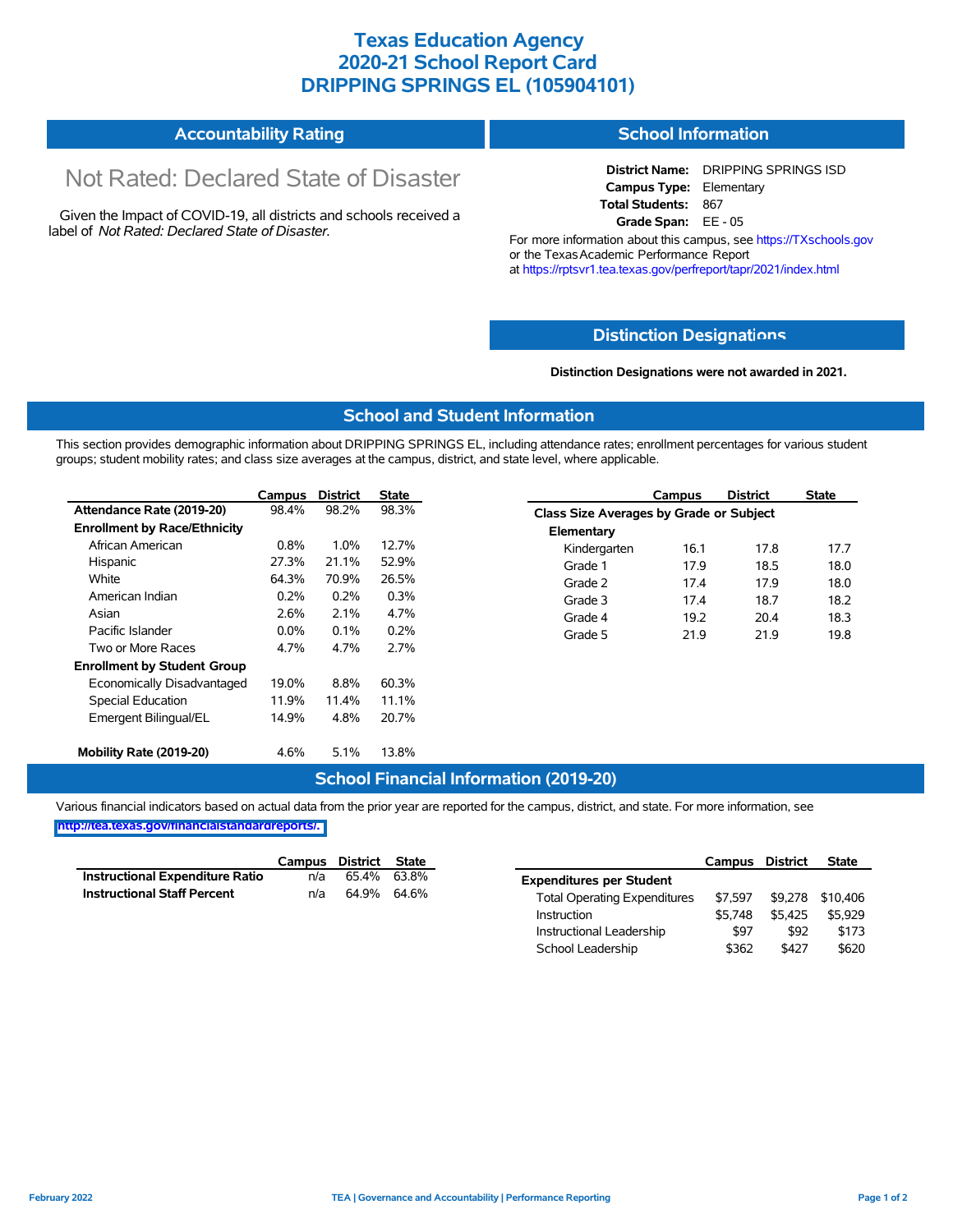# Texas Education Agency
# 2020-21 School Report Card
# DRIPPING SPRINGS EL (105904101)

## Accountability Rating

Not Rated: Declared State of Disaster

Given the Impact of COVID-19, all districts and schools received a label of *Not Rated: Declared State of Disaster*.

## School Information

**District Name:** DRIPPING SPRINGS ISD
**Campus Type:** Elementary
**Total Students:** 867
**Grade Span:** EE - 05

For more information about this campus, see https://TXschools.gov or the Texas Academic Performance Report at https://rptsvr1.tea.texas.gov/perfreport/tapr/2021/index.html

## Distinction Designations

**Distinction Designations were not awarded in 2021.**

## School and Student Information

This section provides demographic information about DRIPPING SPRINGS EL, including attendance rates; enrollment percentages for various student groups; student mobility rates; and class size averages at the campus, district, and state level, where applicable.

| | Campus | District | State |
|---|---|---|---|
| **Attendance Rate (2019-20)** | 98.4% | 98.2% | 98.3% |
| **Enrollment by Race/Ethnicity** | | | |
| African American | 0.8% | 1.0% | 12.7% |
| Hispanic | 27.3% | 21.1% | 52.9% |
| White | 64.3% | 70.9% | 26.5% |
| American Indian | 0.2% | 0.2% | 0.3% |
| Asian | 2.6% | 2.1% | 4.7% |
| Pacific Islander | 0.0% | 0.1% | 0.2% |
| Two or More Races | 4.7% | 4.7% | 2.7% |
| **Enrollment by Student Group** | | | |
| Economically Disadvantaged | 19.0% | 8.8% | 60.3% |
| Special Education | 11.9% | 11.4% | 11.1% |
| Emergent Bilingual/EL | 14.9% | 4.8% | 20.7% |
| **Mobility Rate (2019-20)** | 4.6% | 5.1% | 13.8% |

| | Campus | District | State |
|---|---|---|---|
| **Class Size Averages by Grade or Subject** | | | |
| **Elementary** | | | |
| Kindergarten | 16.1 | 17.8 | 17.7 |
| Grade 1 | 17.9 | 18.5 | 18.0 |
| Grade 2 | 17.4 | 17.9 | 18.0 |
| Grade 3 | 17.4 | 18.7 | 18.2 |
| Grade 4 | 19.2 | 20.4 | 18.3 |
| Grade 5 | 21.9 | 21.9 | 19.8 |

## School Financial Information (2019-20)

Various financial indicators based on actual data from the prior year are reported for the campus, district, and state. For more information, see http://tea.texas.gov/financialstandardreports/.

| | Campus | District | State |
|---|---|---|---|
| **Instructional Expenditure Ratio** | n/a | 65.4% | 63.8% |
| **Instructional Staff Percent** | n/a | 64.9% | 64.6% |

| | Campus | District | State |
|---|---|---|---|
| **Expenditures per Student** | | | |
| Total Operating Expenditures | $7,597 | $9,278 | $10,406 |
| Instruction | $5,748 | $5,425 | $5,929 |
| Instructional Leadership | $97 | $92 | $173 |
| School Leadership | $362 | $427 | $620 |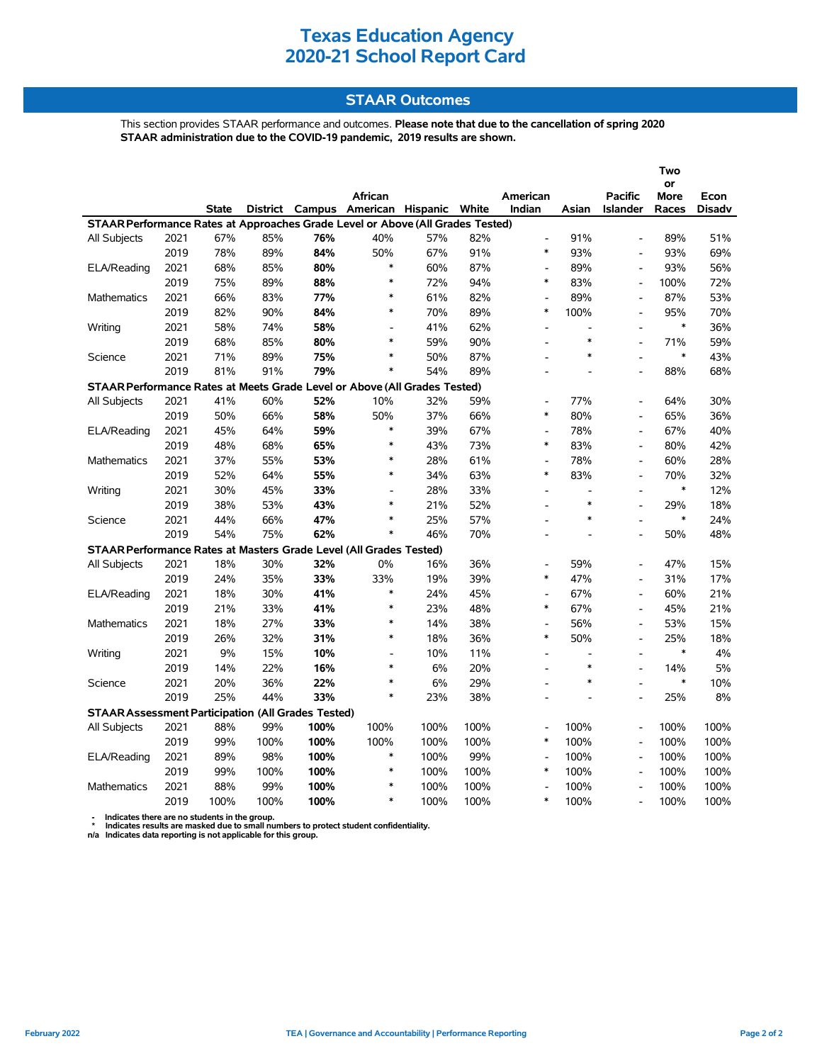# Texas Education Agency
# 2020-21 School Report Card

## STAAR Outcomes

This section provides STAAR performance and outcomes. **Please note that due to the cancellation of spring 2020 STAAR administration due to the COVID-19 pandemic, 2019 results are shown.**

| | | State | District | Campus | African American | Hispanic | White | American Indian | Asian | Pacific Islander | Two or More Races | Econ Disadv |
|---|---|---|---|---|---|---|---|---|---|---|---|---|
| **STAAR Performance Rates at Approaches Grade Level or Above (All Grades Tested)** | | | | | | | | | | | | |
| All Subjects | 2021 | 67% | 85% | **76%** | 40% | 57% | 82% | - | 91% | - | 89% | 51% |
| | 2019 | 78% | 89% | **84%** | 50% | 67% | 91% | * | 93% | - | 93% | 69% |
| ELA/Reading | 2021 | 68% | 85% | **80%** | * | 60% | 87% | - | 89% | - | 93% | 56% |
| | 2019 | 75% | 89% | **88%** | * | 72% | 94% | * | 83% | - | 100% | 72% |
| Mathematics | 2021 | 66% | 83% | **77%** | * | 61% | 82% | - | 89% | - | 87% | 53% |
| | 2019 | 82% | 90% | **84%** | * | 70% | 89% | * | 100% | - | 95% | 70% |
| Writing | 2021 | 58% | 74% | **58%** | - | 41% | 62% | - | - | - | * | 36% |
| | 2019 | 68% | 85% | **80%** | * | 59% | 90% | - | * | - | 71% | 59% |
| Science | 2021 | 71% | 89% | **75%** | * | 50% | 87% | - | * | - | * | 43% |
| | 2019 | 81% | 91% | **79%** | * | 54% | 89% | - | - | - | 88% | 68% |
| **STAAR Performance Rates at Meets Grade Level or Above (All Grades Tested)** | | | | | | | | | | | | |
| All Subjects | 2021 | 41% | 60% | **52%** | 10% | 32% | 59% | - | 77% | - | 64% | 30% |
| | 2019 | 50% | 66% | **58%** | 50% | 37% | 66% | * | 80% | - | 65% | 36% |
| ELA/Reading | 2021 | 45% | 64% | **59%** | * | 39% | 67% | - | 78% | - | 67% | 40% |
| | 2019 | 48% | 68% | **65%** | * | 43% | 73% | * | 83% | - | 80% | 42% |
| Mathematics | 2021 | 37% | 55% | **53%** | * | 28% | 61% | - | 78% | - | 60% | 28% |
| | 2019 | 52% | 64% | **55%** | * | 34% | 63% | * | 83% | - | 70% | 32% |
| Writing | 2021 | 30% | 45% | **33%** | - | 28% | 33% | - | - | - | * | 12% |
| | 2019 | 38% | 53% | **43%** | * | 21% | 52% | - | * | - | 29% | 18% |
| Science | 2021 | 44% | 66% | **47%** | * | 25% | 57% | - | * | - | * | 24% |
| | 2019 | 54% | 75% | **62%** | * | 46% | 70% | - | - | - | 50% | 48% |
| **STAAR Performance Rates at Masters Grade Level (All Grades Tested)** | | | | | | | | | | | | |
| All Subjects | 2021 | 18% | 30% | **32%** | 0% | 16% | 36% | - | 59% | - | 47% | 15% |
| | 2019 | 24% | 35% | **33%** | 33% | 19% | 39% | * | 47% | - | 31% | 17% |
| ELA/Reading | 2021 | 18% | 30% | **41%** | * | 24% | 45% | - | 67% | - | 60% | 21% |
| | 2019 | 21% | 33% | **41%** | * | 23% | 48% | * | 67% | - | 45% | 21% |
| Mathematics | 2021 | 18% | 27% | **33%** | * | 14% | 38% | - | 56% | - | 53% | 15% |
| | 2019 | 26% | 32% | **31%** | * | 18% | 36% | * | 50% | - | 25% | 18% |
| Writing | 2021 | 9% | 15% | **10%** | - | 10% | 11% | - | - | - | * | 4% |
| | 2019 | 14% | 22% | **16%** | * | 6% | 20% | - | * | - | 14% | 5% |
| Science | 2021 | 20% | 36% | **22%** | * | 6% | 29% | - | * | - | * | 10% |
| | 2019 | 25% | 44% | **33%** | * | 23% | 38% | - | - | - | 25% | 8% |
| **STAAR Assessment Participation (All Grades Tested)** | | | | | | | | | | | | |
| All Subjects | 2021 | 88% | 99% | **100%** | 100% | 100% | 100% | - | 100% | - | 100% | 100% |
| | 2019 | 99% | 100% | **100%** | 100% | 100% | 100% | * | 100% | - | 100% | 100% |
| ELA/Reading | 2021 | 89% | 98% | **100%** | * | 100% | 99% | - | 100% | - | 100% | 100% |
| | 2019 | 99% | 100% | **100%** | * | 100% | 100% | * | 100% | - | 100% | 100% |
| Mathematics | 2021 | 88% | 99% | **100%** | * | 100% | 100% | - | 100% | - | 100% | 100% |
| | 2019 | 100% | 100% | **100%** | * | 100% | 100% | * | 100% | - | 100% | 100% |

**-** Indicates there are no students in the group.
**\*** Indicates results are masked due to small numbers to protect student confidentiality.
**n/a** Indicates data reporting is not applicable for this group.

February 2022 | TEA | Governance and Accountability | Performance Reporting